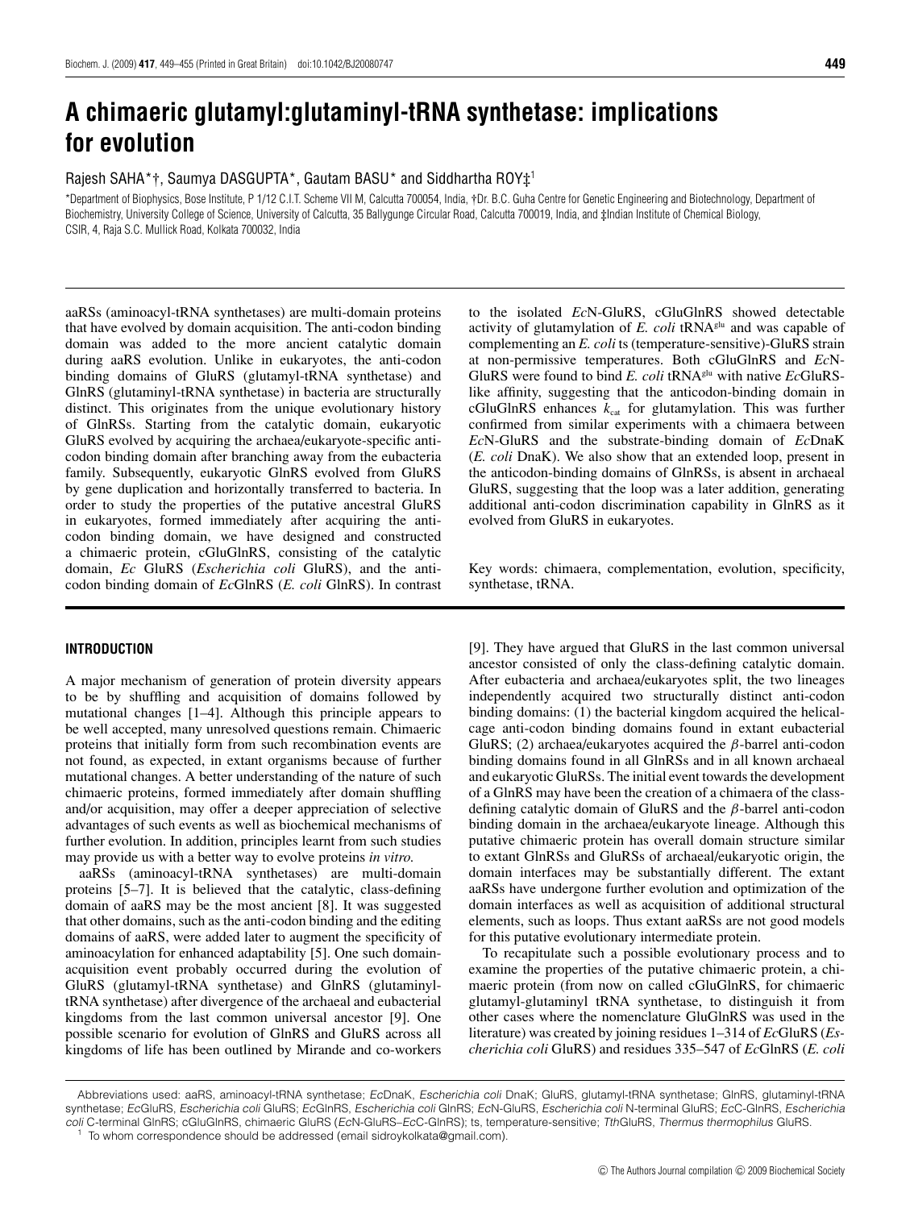# A chimaeric glutamyl:glutaminyl-tRNA synthetase: implications for evolution

Rajesh SAHA*†, Saumya DASGUPTA*, Gautam BASU* and Siddhartha ROY‡[1]

*Department of Biophysics, Bose Institute, P 1/12 C.I.T. Scheme VII M, Calcutta 700054, India, †Dr. B.C. Guha Centre for Genetic Engineering and Biotechnology, Department of Biochemistry, University College of Science, University of Calcutta, 35 Ballygunge Circular Road, Calcutta 700019, India, and ‡Indian Institute of Chemical Biology, CSIR, 4, Raja S.C. Mullick Road, Kolkata 700032, India

aaRSs (aminoacyl-tRNA synthetases) are multi-domain proteins that have evolved by domain acquisition. The anti-codon binding domain was added to the more ancient catalytic domain during aaRS evolution. Unlike in eukaryotes, the anti-codon binding domains of GluRS (glutamyl-tRNA synthetase) and GlnRS (glutaminyl-tRNA synthetase) in bacteria are structurally distinct. This originates from the unique evolutionary history of GlnRSs. Starting from the catalytic domain, eukaryotic GluRS evolved by acquiring the archaea/eukaryote-specific anti-codon binding domain after branching away from the eubacteria family. Subsequently, eukaryotic GlnRS evolved from GluRS by gene duplication and horizontally transferred to bacteria. In order to study the properties of the putative ancestral GluRS in eukaryotes, formed immediately after acquiring the anti-codon binding domain, we have designed and constructed a chimaeric protein, cGluGlnRS, consisting of the catalytic domain, *Ec* GluRS (*Escherichia coli* GluRS), and the anti-codon binding domain of *Ec*GlnRS (*E. coli* GlnRS). In contrast to the isolated *Ec*N-GluRS, cGluGlnRS showed detectable activity of glutamylation of *E. coli* tRNA$^{glu}$ and was capable of complementing an *E. coli* ts (temperature-sensitive)-GluRS strain at non-permissive temperatures. Both cGluGlnRS and *Ec*N-GluRS were found to bind *E. coli* tRNA$^{glu}$ with native *Ec*GluRS-like affinity, suggesting that the anticodon-binding domain in cGluGlnRS enhances $k_{cat}$ for glutamylation. This was further confirmed from similar experiments with a chimaera between *Ec*N-GluRS and the substrate-binding domain of *Ec*DnaK (*E. coli* DnaK). We also show that an extended loop, present in the anticodon-binding domains of GlnRSs, is absent in archaeal GluRS, suggesting that the loop was a later addition, generating additional anti-codon discrimination capability in GlnRS as it evolved from GluRS in eukaryotes.

Key words: chimaera, complementation, evolution, specificity, synthetase, tRNA.

## INTRODUCTION

A major mechanism of generation of protein diversity appears to be by shuffling and acquisition of domains followed by mutational changes [1–4]. Although this principle appears to be well accepted, many unresolved questions remain. Chimaeric proteins that initially form from such recombination events are not found, as expected, in extant organisms because of further mutational changes. A better understanding of the nature of such chimaeric proteins, formed immediately after domain shuffling and/or acquisition, may offer a deeper appreciation of selective advantages of such events as well as biochemical mechanisms of further evolution. In addition, principles learnt from such studies may provide us with a better way to evolve proteins *in vitro*.

aaRSs (aminoacyl-tRNA synthetases) are multi-domain proteins [5–7]. It is believed that the catalytic, class-defining domain of aaRS may be the most ancient [8]. It was suggested that other domains, such as the anti-codon binding and the editing domains of aaRS, were added later to augment the specificity of aminoacylation for enhanced adaptability [5]. One such domain-acquisition event probably occurred during the evolution of GluRS (glutamyl-tRNA synthetase) and GlnRS (glutaminyl-tRNA synthetase) after divergence of the archaeal and eubacterial kingdoms from the last common universal ancestor [9]. One possible scenario for evolution of GlnRS and GluRS across all kingdoms of life has been outlined by Mirande and co-workers [9]. They have argued that GluRS in the last common universal ancestor consisted of only the class-defining catalytic domain. After eubacteria and archaea/eukaryotes split, the two lineages independently acquired two structurally distinct anti-codon binding domains: (1) the bacterial kingdom acquired the helical-cage anti-codon binding domains found in extant eubacterial GluRS; (2) archaea/eukaryotes acquired the $\beta$-barrel anti-codon binding domains found in all GlnRSs and in all known archaeal and eukaryotic GluRSs. The initial event towards the development of a GlnRS may have been the creation of a chimaera of the class-defining catalytic domain of GluRS and the $\beta$-barrel anti-codon binding domain in the archaea/eukaryote lineage. Although this putative chimaeric protein has overall domain structure similar to extant GlnRSs and GluRSs of archaeal/eukaryotic origin, the domain interfaces may be substantially different. The extant aaRSs have undergone further evolution and optimization of the domain interfaces as well as acquisition of additional structural elements, such as loops. Thus extant aaRSs are not good models for this putative evolutionary intermediate protein.

To recapitulate such a possible evolutionary process and to examine the properties of the putative chimaeric protein, a chimaeric protein (from now on called cGluGlnRS, for chimaeric glutamyl-glutaminyl tRNA synthetase, to distinguish it from other cases where the nomenclature GluGlnRS was used in the literature) was created by joining residues 1–314 of *Ec*GluRS (*Escherichia coli* GluRS) and residues 335–547 of *Ec*GlnRS (*E. coli*

Abbreviations used: aaRS, aminoacyl-tRNA synthetase; *Ec*DnaK, *Escherichia coli* DnaK; GluRS, glutamyl-tRNA synthetase; GlnRS, glutaminyl-tRNA synthetase; *Ec*GluRS, *Escherichia coli* GluRS; *Ec*GlnRS, *Escherichia coli* GlnRS; *Ec*N-GluRS, *Escherichia coli* N-terminal GluRS; *Ec*C-GlnRS, *Escherichia coli* C-terminal GlnRS; cGluGlnRS, chimaeric GluRS (*Ec*N-GluRS–*Ec*C-GlnRS); ts, temperature-sensitive; *Tth*GluRS, *Thermus thermophilus* GluRS.

[1] To whom correspondence should be addressed (email sidroykolkata@gmail.com).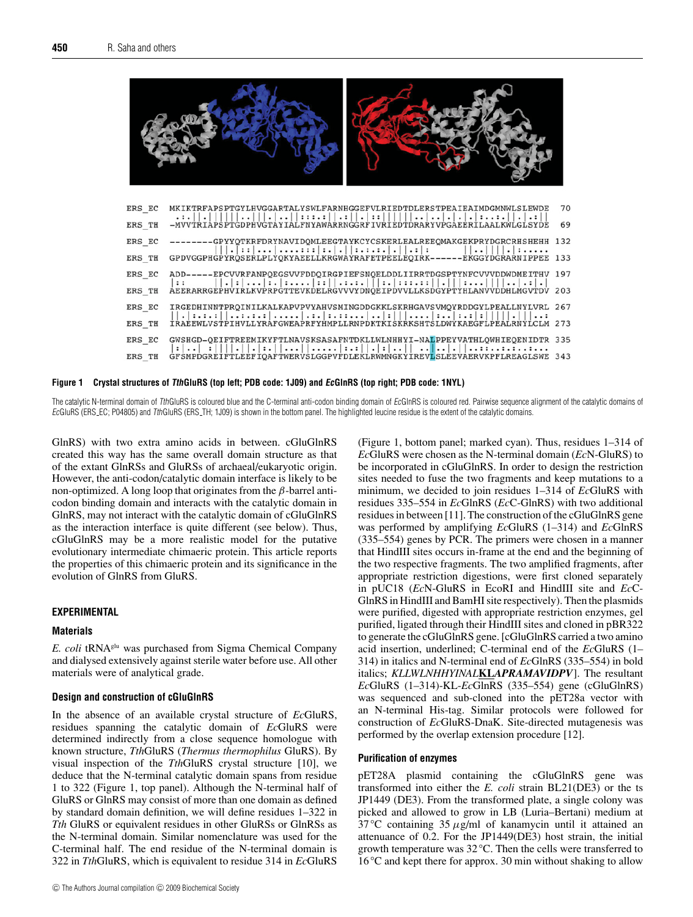```
ERS_EC   MKIKTRFAPSPTGYLHVGGARTALYSWLFARNHGGEFVLRIEDTDLERSTPEAIEAIMDGMNWLSLEWDE  70
ERS_TH   -MVVTRIAPSPTGDPHVGTAYIALFNYAWARRNGGRFIVRIEDTDRARYVPGAEERILAALKWLGLSYDE  69

ERS_EC   --------GPYYQTKRFDRYNAVIDQMLEEGTAYKCYCSKERLEALREEQMAKGEKPRYDGRCRHSHEHH 132
ERS_TH   GPDVGGPHGPYRQSERLPLYQKYAEELLKRGWAYRAFETPEELEQIRK------EKGGYDGRARNIPPEE 133

ERS_EC   ADD-----EPCVVRFANPQEGSVVFDDQIRGPIEFSNQELDDLIIRRTDGSPTYNFCVVVDDWDMEITHV 197
ERS_TH   AEERARRGEPHVIRLKVPRPGTTEVKDELRGVVVYDNQEIPDVVLLKSDGYPTYHLANVVDDHLMGVTDV 203

ERS_EC   IRGEDHINNTPRQINILKALKAPVPVYAHVSMINGDDGKKLSKRHGAVSVMQYRDDGYLPEALLNYLVRL 267
ERS_TH   IRAEEWLVSTPIHVLLYRAFGWEAPRFYHMPLLRNPDKTKISKRKSHTSLDWYKAEGFLPEALRNYLCLM 273

ERS_EC   GWSHGD-QEIFTREEMIKYFTLNAVSKSASAFNTDKLLWLNHHYI-NALPPEYVATHLQWHIEQENIDTR 335
ERS_TH   GFSMPDGREIFTLEEFIQAFTWERVSLGGPVFDLEKLRWMNGKYIREVLSLEEVAERVKPFLREAGLSWE 343
```

**Figure 1 Crystal structures of *Tth*GluRS (top left; PDB code: 1J09) and *Ec*GlnRS (top right; PDB code: 1NYL)**

The catalytic N-terminal domain of *Tth*GluRS is coloured blue and the C-terminal anti-codon binding domain of *Ec*GlnRS is coloured red. Pairwise sequence alignment of the catalytic domains of *Ec*GluRS (ERS_EC; P04805) and *Tth*GluRS (ERS_TH; 1J09) is shown in the bottom panel. The highlighted leucine residue is the extent of the catalytic domains.

GlnRS) with two extra amino acids in between. cGluGlnRS created this way has the same overall domain structure as that of the extant GlnRSs and GluRSs of archaeal/eukaryotic origin. However, the anti-codon/catalytic domain interface is likely to be non-optimized. A long loop that originates from the $\beta$-barrel anti-codon binding domain and interacts with the catalytic domain in GlnRS, may not interact with the catalytic domain of cGluGlnRS as the interaction interface is quite different (see below). Thus, cGluGlnRS may be a more realistic model for the putative evolutionary intermediate chimaeric protein. This article reports the properties of this chimaeric protein and its significance in the evolution of GlnRS from GluRS.

## EXPERIMENTAL

### Materials

*E. coli* tRNA$^{glu}$ was purchased from Sigma Chemical Company and dialysed extensively against sterile water before use. All other materials were of analytical grade.

### Design and construction of cGluGlnRS

In the absence of an available crystal structure of *Ec*GluRS, residues spanning the catalytic domain of *Ec*GluRS were determined indirectly from a close sequence homologue with known structure, *Tth*GluRS (*Thermus thermophilus* GluRS). By visual inspection of the *Tth*GluRS crystal structure [10], we deduce that the N-terminal catalytic domain spans from residue 1 to 322 (Figure 1, top panel). Although the N-terminal half of GluRS or GlnRS may consist of more than one domain as defined by standard domain definition, we will define residues 1–322 in *Tth* GluRS or equivalent residues in other GluRSs or GlnRSs as the N-terminal domain. Similar nomenclature was used for the C-terminal half. The end residue of the N-terminal domain is 322 in *Tth*GluRS, which is equivalent to residue 314 in *Ec*GluRS (Figure 1, bottom panel; marked cyan). Thus, residues 1–314 of *Ec*GluRS were chosen as the N-terminal domain (*Ec*N-GluRS) to be incorporated in cGluGlnRS. In order to design the restriction sites needed to fuse the two fragments and keep mutations to a minimum, we decided to join residues 1–314 of *Ec*GluRS with residues 335–554 in *Ec*GlnRS (*Ec*C-GlnRS) with two additional residues in between [11]. The construction of the cGluGlnRS gene was performed by amplifying *Ec*GluRS (1–314) and *Ec*GlnRS (335–554) genes by PCR. The primers were chosen in a manner that HindIII sites occurs in-frame at the end and the beginning of the two respective fragments. The two amplified fragments, after appropriate restriction digestions, were first cloned separately in pUC18 (*Ec*N-GluRS in EcoRI and HindIII site and *Ec*C-GlnRS in HindIII and BamHI site respectively). Then the plasmids were purified, digested with appropriate restriction enzymes, gel purified, ligated through their HindIII sites and cloned in pBR322 to generate the cGluGlnRS gene. [cGluGlnRS carried a two amino acid insertion, underlined; C-terminal end of the *Ec*GluRS (1–314) in italics and N-terminal end of *Ec*GlnRS (335–554) in bold italics; *KLLWLNHHYINAL*<u>**KL**</u>***APRAMAVIDPV***]. The resultant *Ec*GluRS (1–314)-KL-*Ec*GlnRS (335–554) gene (cGluGlnRS) was sequenced and sub-cloned into the pET28a vector with an N-terminal His-tag. Similar protocols were followed for construction of *Ec*GluRS-DnaK. Site-directed mutagenesis was performed by the overlap extension procedure [12].

### Purification of enzymes

pET28A plasmid containing the cGluGlnRS gene was transformed into either the *E. coli* strain BL21(DE3) or the ts JP1449 (DE3). From the transformed plate, a single colony was picked and allowed to grow in LB (Luria–Bertani) medium at 37 °C containing 35 $\mu$g/ml of kanamycin until it attained an attenuance of 0.2. For the JP1449(DE3) host strain, the initial growth temperature was 32 °C. Then the cells were transferred to 16 °C and kept there for approx. 30 min without shaking to allow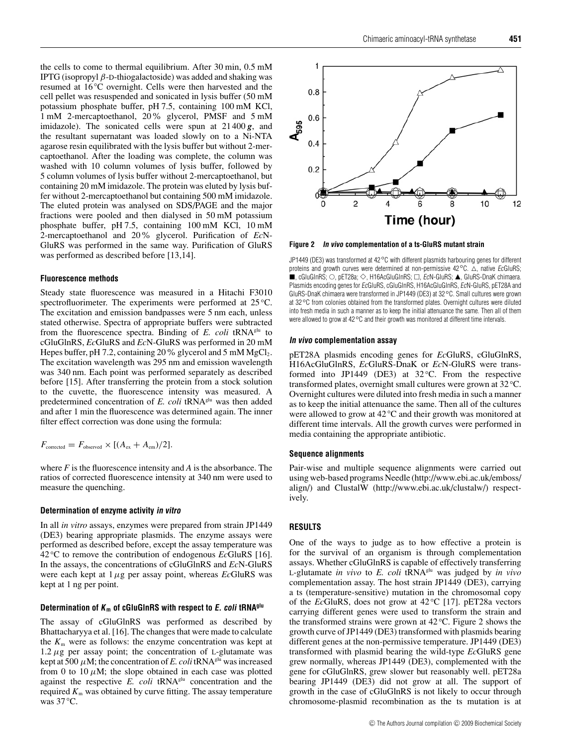the cells to come to thermal equilibrium. After 30 min, 0.5 mM IPTG (isopropyl $\beta$-D-thiogalactoside) was added and shaking was resumed at 16 °C overnight. Cells were then harvested and the cell pellet was resuspended and sonicated in lysis buffer (50 mM potassium phosphate buffer, pH 7.5, containing 100 mM KCl, 1 mM 2-mercaptoethanol, 20 % glycerol, PMSF and 5 mM imidazole). The sonicated cells were spun at 21 400 ***g***, and the resultant supernatant was loaded slowly on to a Ni-NTA agarose resin equilibrated with the lysis buffer but without 2-mercaptoethanol. After the loading was complete, the column was washed with 10 column volumes of lysis buffer, followed by 5 column volumes of lysis buffer without 2-mercaptoethanol, but containing 20 mM imidazole. The protein was eluted by lysis buffer without 2-mercaptoethanol but containing 500 mM imidazole. The eluted protein was analysed on SDS/PAGE and the major fractions were pooled and then dialysed in 50 mM potassium phosphate buffer, pH 7.5, containing 100 mM KCl, 10 mM 2-mercaptoethanol and 20 % glycerol. Purification of *Ec*N-GluRS was performed in the same way. Purification of GluRS was performed as described before [13,14].

#### Fluorescence methods

Steady state fluorescence was measured in a Hitachi F3010 spectrofluorimeter. The experiments were performed at 25 °C. The excitation and emission bandpasses were 5 nm each, unless stated otherwise. Spectra of appropriate buffers were subtracted from the fluorescence spectra. Binding of *E. coli* tRNA$^{glu}$ to cGluGlnRS, *Ec*GluRS and *Ec*N-GluRS was performed in 20 mM Hepes buffer, pH 7.2, containing 20 % glycerol and 5 mM $MgCl_2$. The excitation wavelength was 295 nm and emission wavelength was 340 nm. Each point was performed separately as described before [15]. After transferring the protein from a stock solution to the cuvette, the fluorescence intensity was measured. A predetermined concentration of *E. coli* tRNA$^{glu}$ was then added and after 1 min the fluorescence was determined again. The inner filter effect correction was done using the formula:

$$F_{\text{corrected}} = F_{\text{observed}} \times [(A_{\text{ex}} + A_{\text{em}})/2].$$

where $F$ is the fluorescence intensity and $A$ is the absorbance. The ratios of corrected fluorescence intensity at 340 nm were used to measure the quenching.

#### Determination of enzyme activity *in vitro*

In all *in vitro* assays, enzymes were prepared from strain JP1449 (DE3) bearing appropriate plasmids. The enzyme assays were performed as described before, except the assay temperature was 42 °C to remove the contribution of endogenous *Ec*GluRS [16]. In the assays, the concentrations of cGluGlnRS and *Ec*N-GluRS were each kept at 1 $\mu$g per assay point, whereas *Ec*GluRS was kept at 1 ng per point.

#### Determination of $K_m$ of cGluGlnRS with respect to *E. coli* tRNA$^{glu}$

The assay of cGluGlnRS was performed as described by Bhattacharyya et al. [16]. The changes that were made to calculate the $K_m$ were as follows: the enzyme concentration was kept at 1.2 $\mu$g per assay point; the concentration of L-glutamate was kept at 500 $\mu$M; the concentration of *E. coli* tRNA$^{glu}$ was increased from 0 to 10 $\mu$M; the slope obtained in each case was plotted against the respective *E. coli* tRNA$^{glu}$ concentration and the required $K_m$ was obtained by curve fitting. The assay temperature was 37 °C.

**Figure 2 *In vivo* complementation of a ts-GluRS mutant strain**

JP1449 (DE3) was transformed at 42 °C with different plasmids harbouring genes for different proteins and growth curves were determined at non-permissive 42 °C. △, native *Ec*GluRS; ■, cGluGlnRS; ○, pET28a; ◇, H16AcGluGlnRS; □, *Ec*N-GluRS; ▲, GluRS-DnaK chimaera. Plasmids encoding genes for *Ec*GluRS, cGluGlnRS, H16AcGluGlnRS, *Ec*N-GluRS, pET28A and GluRS-DnaK chimaera were transformed in JP1449 (DE3) at 32 °C. Small cultures were grown at 32 °C from colonies obtained from the transformed plates. Overnight cultures were diluted into fresh media in such a manner as to keep the initial attenuance the same. Then all of them were allowed to grow at 42 °C and their growth was monitored at different time intervals.

#### *In vivo* complementation assay

pET28A plasmids encoding genes for *Ec*GluRS, cGluGlnRS, H16AcGluGlnRS, *Ec*GluRS-DnaK or *Ec*N-GluRS were transformed into JP1449 (DE3) at 32 °C. From the respective transformed plates, overnight small cultures were grown at 32 °C. Overnight cultures were diluted into fresh media in such a manner as to keep the initial attenuance the same. Then all of the cultures were allowed to grow at 42 °C and their growth was monitored at different time intervals. All the growth curves were performed in media containing the appropriate antibiotic.

#### Sequence alignments

Pair-wise and multiple sequence alignments were carried out using web-based programs Needle (http://www.ebi.ac.uk/emboss/align/) and ClustalW (http://www.ebi.ac.uk/clustalw/) respectively.

## RESULTS

One of the ways to judge as to how effective a protein is for the survival of an organism is through complementation assays. Whether cGluGlnRS is capable of effectively transferring L-glutamate *in vivo* to *E. coli* tRNA$^{glu}$ was judged by *in vivo* complementation assay. The host strain JP1449 (DE3), carrying a ts (temperature-sensitive) mutation in the chromosomal copy of the *Ec*GluRS, does not grow at 42 °C [17]. pET28a vectors carrying different genes were used to transform the strain and the transformed strains were grown at 42 °C. Figure 2 shows the growth curve of JP1449 (DE3) transformed with plasmids bearing different genes at the non-permissive temperature. JP1449 (DE3) transformed with plasmid bearing the wild-type *Ec*GluRS gene grew normally, whereas JP1449 (DE3), complemented with the gene for cGluGlnRS, grew slower but reasonably well. pET28a bearing JP1449 (DE3) did not grow at all. The support of growth in the case of cGluGlnRS is not likely to occur through chromosome-plasmid recombination as the ts mutation is at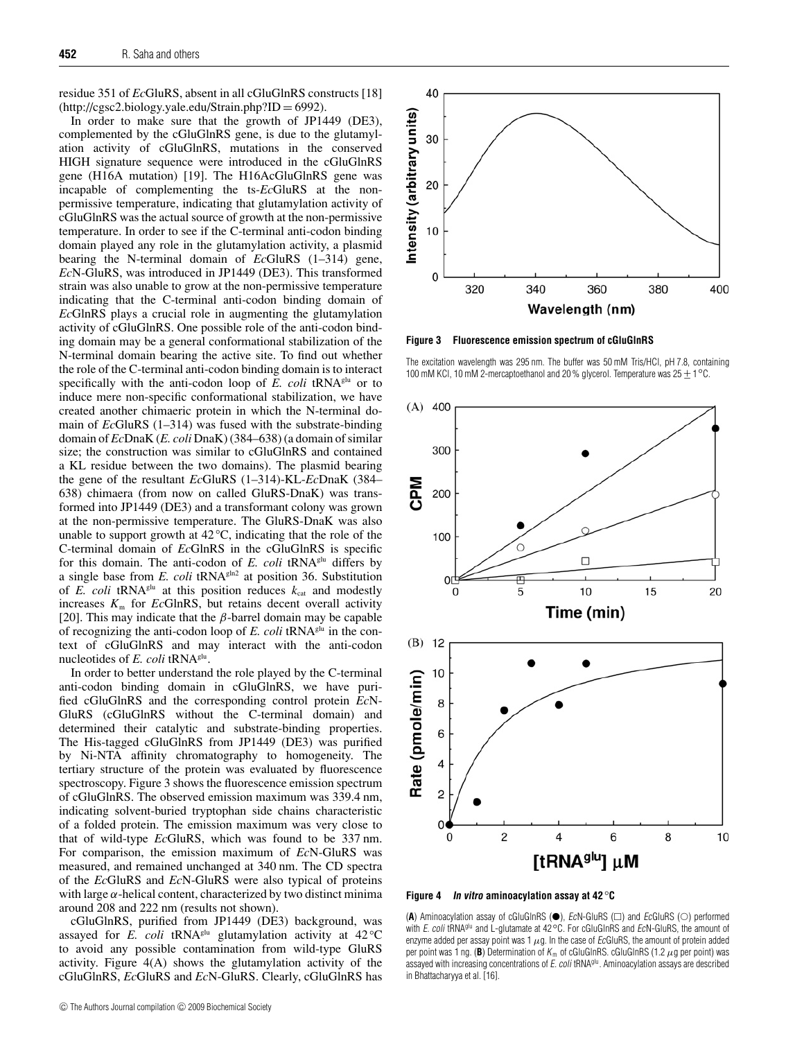residue 351 of *Ec*GluRS, absent in all cGluGlnRS constructs [18] (http://cgsc2.biology.yale.edu/Strain.php?ID = 6992).

In order to make sure that the growth of JP1449 (DE3), complemented by the cGluGlnRS gene, is due to the glutamylation activity of cGluGlnRS, mutations in the conserved HIGH signature sequence were introduced in the cGluGlnRS gene (H16A mutation) [19]. The H16AcGluGlnRS gene was incapable of complementing the ts-*Ec*GluRS at the non-permissive temperature, indicating that glutamylation activity of cGluGlnRS was the actual source of growth at the non-permissive temperature. In order to see if the C-terminal anti-codon binding domain played any role in the glutamylation activity, a plasmid bearing the N-terminal domain of *Ec*GluRS (1–314) gene, *Ec*N-GluRS, was introduced in JP1449 (DE3). This transformed strain was also unable to grow at the non-permissive temperature indicating that the C-terminal anti-codon binding domain of *Ec*GlnRS plays a crucial role in augmenting the glutamylation activity of cGluGlnRS. One possible role of the anti-codon binding domain may be a general conformational stabilization of the N-terminal domain bearing the active site. To find out whether the role of the C-terminal anti-codon binding domain is to interact specifically with the anti-codon loop of *E. coli* tRNA$^{glu}$ or to induce mere non-specific conformational stabilization, we have created another chimaeric protein in which the N-terminal domain of *Ec*GluRS (1–314) was fused with the substrate-binding domain of *Ec*DnaK (*E. coli* DnaK) (384–638) (a domain of similar size; the construction was similar to cGluGlnRS and contained a KL residue between the two domains). The plasmid bearing the gene of the resultant *Ec*GluRS (1–314)-KL-*Ec*DnaK (384–638) chimaera (from now on called GluRS-DnaK) was transformed into JP1449 (DE3) and a transformant colony was grown at the non-permissive temperature. The GluRS-DnaK was also unable to support growth at 42 °C, indicating that the role of the C-terminal domain of *Ec*GlnRS in the cGluGlnRS is specific for this domain. The anti-codon of *E. coli* tRNA$^{glu}$ differs by a single base from *E. coli* tRNA$^{gln2}$ at position 36. Substitution of *E. coli* tRNA$^{glu}$ at this position reduces $k_{cat}$ and modestly increases $K_m$ for *Ec*GlnRS, but retains decent overall activity [20]. This may indicate that the $\beta$-barrel domain may be capable of recognizing the anti-codon loop of *E. coli* tRNA$^{glu}$ in the context of cGluGlnRS and may interact with the anti-codon nucleotides of *E. coli* tRNA$^{glu}$.

In order to better understand the role played by the C-terminal anti-codon binding domain in cGluGlnRS, we have purified cGluGlnRS and the corresponding control protein *Ec*N-GluRS (cGluGlnRS without the C-terminal domain) and determined their catalytic and substrate-binding properties. The His-tagged cGluGlnRS from JP1449 (DE3) was purified by Ni-NTA affinity chromatography to homogeneity. The tertiary structure of the protein was evaluated by fluorescence spectroscopy. Figure 3 shows the fluorescence emission spectrum of cGluGlnRS. The observed emission maximum was 339.4 nm, indicating solvent-buried tryptophan side chains characteristic of a folded protein. The emission maximum was very close to that of wild-type *Ec*GluRS, which was found to be 337 nm. For comparison, the emission maximum of *Ec*N-GluRS was measured, and remained unchanged at 340 nm. The CD spectra of the *Ec*GluRS and *Ec*N-GluRS were also typical of proteins with large $\alpha$-helical content, characterized by two distinct minima around 208 and 222 nm (results not shown).

cGluGlnRS, purified from JP1449 (DE3) background, was assayed for *E. coli* tRNA$^{glu}$ glutamylation activity at 42 °C to avoid any possible contamination from wild-type GluRS activity. Figure 4(A) shows the glutamylation activity of the cGluGlnRS, *Ec*GluRS and *Ec*N-GluRS. Clearly, cGluGlnRS has

**Figure 3 Fluorescence emission spectrum of cGluGlnRS**

The excitation wavelength was 295 nm. The buffer was 50 mM Tris/HCl, pH 7.8, containing 100 mM KCl, 10 mM 2-mercaptoethanol and 20 % glycerol. Temperature was 25 ± 1 °C.

**Figure 4 *In vitro* aminoacylation assay at 42 °C**

(**A**) Aminoacylation assay of cGluGlnRS (●), *Ec*N-GluRS (□) and *Ec*GluRS (○) performed with *E. coli* tRNA$^{glu}$ and L-glutamate at 42 °C. For cGluGlnRS and *Ec*N-GluRS, the amount of enzyme added per assay point was 1 $\mu$g. In the case of *Ec*GluRS, the amount of protein added per point was 1 ng. (**B**) Determination of $K_m$ of cGluGlnRS. cGluGlnRS (1.2 $\mu$g per point) was assayed with increasing concentrations of *E. coli* tRNA$^{glu}$. Aminoacylation assays are described in Bhattacharyya et al. [16].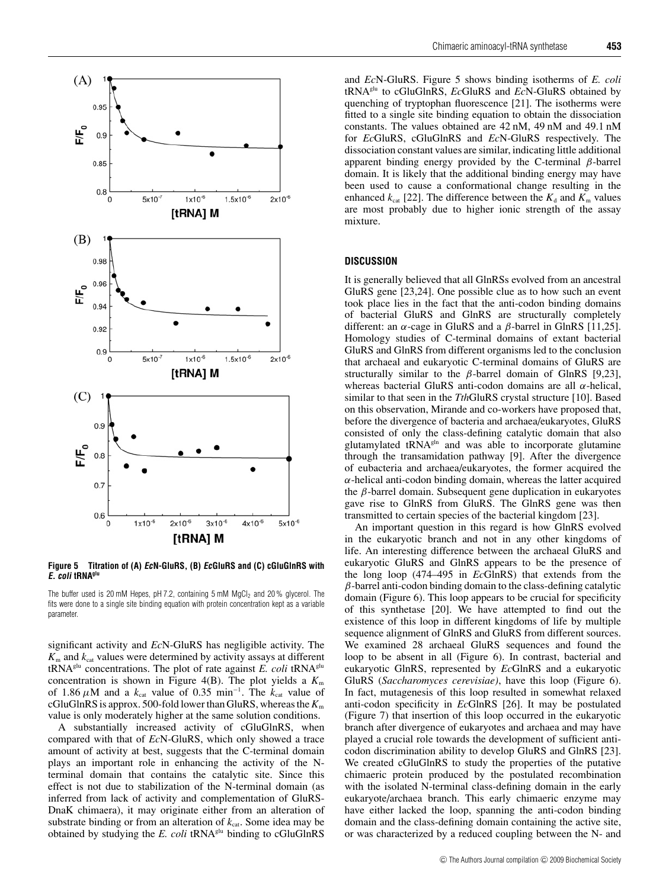**Figure 5 Titration of (A) *Ec*N-GluRS, (B) *Ec*GluRS and (C) cGluGlnRS with *E. coli* tRNA$^{glu}$**

The buffer used is 20 mM Hepes, pH 7.2, containing 5 mM $MgCl_2$ and 20 % glycerol. The fits were done to a single site binding equation with protein concentration kept as a variable parameter.

significant activity and *Ec*N-GluRS has negligible activity. The $K_m$ and $k_{cat}$ values were determined by activity assays at different tRNA$^{glu}$ concentrations. The plot of rate against *E. coli* tRNA$^{glu}$ concentration is shown in Figure 4(B). The plot yields a $K_m$ of 1.86 $\mu$M and a $k_{cat}$ value of 0.35 min$^{-1}$. The $k_{cat}$ value of cGluGlnRS is approx. 500-fold lower than GluRS, whereas the $K_m$ value is only moderately higher at the same solution conditions.

A substantially increased activity of cGluGlnRS, when compared with that of *Ec*N-GluRS, which only showed a trace amount of activity at best, suggests that the C-terminal domain plays an important role in enhancing the activity of the N-terminal domain that contains the catalytic site. Since this effect is not due to stabilization of the N-terminal domain (as inferred from lack of activity and complementation of GluRS-DnaK chimaera), it may originate either from an alteration of substrate binding or from an alteration of $k_{cat}$. Some idea may be obtained by studying the *E. coli* tRNA$^{glu}$ binding to cGluGlnRS and *Ec*N-GluRS. Figure 5 shows binding isotherms of *E. coli* tRNA$^{glu}$ to cGluGlnRS, *Ec*GluRS and *Ec*N-GluRS obtained by quenching of tryptophan fluorescence [21]. The isotherms were fitted to a single site binding equation to obtain the dissociation constants. The values obtained are 42 nM, 49 nM and 49.1 nM for *Ec*GluRS, cGluGlnRS and *Ec*N-GluRS respectively. The dissociation constant values are similar, indicating little additional apparent binding energy provided by the C-terminal $\beta$-barrel domain. It is likely that the additional binding energy may have been used to cause a conformational change resulting in the enhanced $k_{cat}$ [22]. The difference between the $K_d$ and $K_m$ values are most probably due to higher ionic strength of the assay mixture.

## DISCUSSION

It is generally believed that all GlnRSs evolved from an ancestral GluRS gene [23,24]. One possible clue as to how such an event took place lies in the fact that the anti-codon binding domains of bacterial GluRS and GlnRS are structurally completely different: an $\alpha$-cage in GluRS and a $\beta$-barrel in GlnRS [11,25]. Homology studies of C-terminal domains of extant bacterial GluRS and GlnRS from different organisms led to the conclusion that archaeal and eukaryotic C-terminal domains of GluRS are structurally similar to the $\beta$-barrel domain of GlnRS [9,23], whereas bacterial GluRS anti-codon domains are all $\alpha$-helical, similar to that seen in the *Tth*GluRS crystal structure [10]. Based on this observation, Mirande and co-workers have proposed that, before the divergence of bacteria and archaea/eukaryotes, GluRS consisted of only the class-defining catalytic domain that also glutamylated tRNA$^{gln}$ and was able to incorporate glutamine through the transamidation pathway [9]. After the divergence of eubacteria and archaea/eukaryotes, the former acquired the $\alpha$-helical anti-codon binding domain, whereas the latter acquired the $\beta$-barrel domain. Subsequent gene duplication in eukaryotes gave rise to GlnRS from GluRS. The GlnRS gene was then transmitted to certain species of the bacterial kingdom [23].

An important question in this regard is how GlnRS evolved in the eukaryotic branch and not in any other kingdoms of life. An interesting difference between the archaeal GluRS and eukaryotic GluRS and GlnRS appears to be the presence of the long loop (474–495 in *Ec*GlnRS) that extends from the $\beta$-barrel anti-codon binding domain to the class-defining catalytic domain (Figure 6). This loop appears to be crucial for specificity of this synthetase [20]. We have attempted to find out the existence of this loop in different kingdoms of life by multiple sequence alignment of GlnRS and GluRS from different sources. We examined 28 archaeal GluRS sequences and found the loop to be absent in all (Figure 6). In contrast, bacterial and eukaryotic GlnRS, represented by *Ec*GlnRS and a eukaryotic GluRS (*Saccharomyces cerevisiae)*, have this loop (Figure 6). In fact, mutagenesis of this loop resulted in somewhat relaxed anti-codon specificity in *Ec*GlnRS [26]. It may be postulated (Figure 7) that insertion of this loop occurred in the eukaryotic branch after divergence of eukaryotes and archaea and may have played a crucial role towards the development of sufficient anti-codon discrimination ability to develop GluRS and GlnRS [23]. We created cGluGlnRS to study the properties of the putative chimaeric protein produced by the postulated recombination with the isolated N-terminal class-defining domain in the early eukaryote/archaea branch. This early chimaeric enzyme may have either lacked the loop, spanning the anti-codon binding domain and the class-defining domain containing the active site, or was characterized by a reduced coupling between the N- and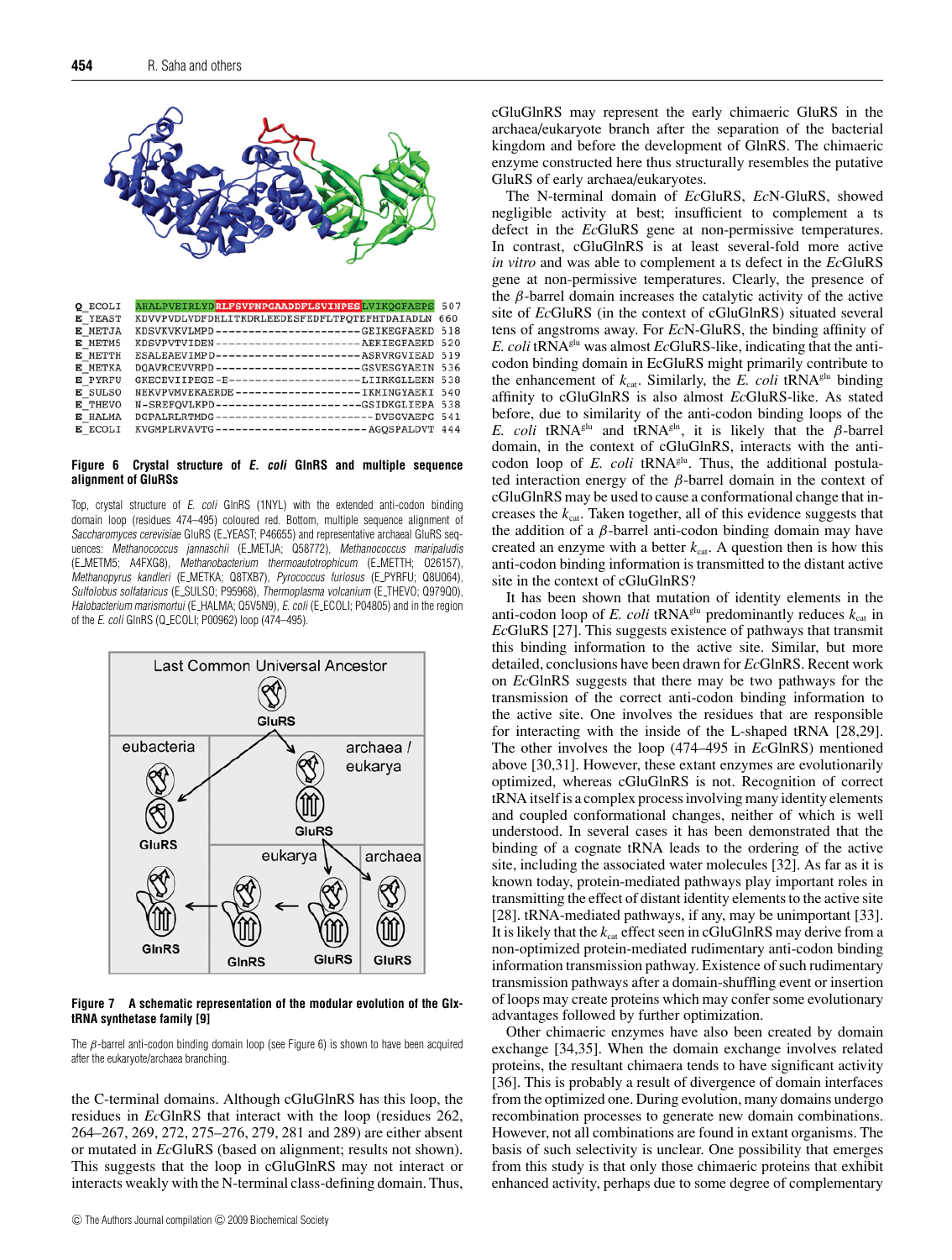```
Q_ECOLI  AHALPVEIRLYDRLFSVPNPGAADDFLSVINPESLVIKQGFAEPS 507
E_YEAST  KDVVPVDLVDFDHLITKDRLEEDESFEDFLTPQTEFHTDAIADLN 660
E_METJA  KDSVKVKVLMPD----------------------GEIKEGFAEKD 518
E_METM5  KDSVPVTVIDEN----------------------AEKIEGFAEKD 520
E_METTH  ESALEAEVIMPD----------------------ASRVRGVIEAD 519
E_METKA  DQAVRCEVVRPD----------------------GSVESGYAEIN 536
E_PYRFU  GKECEVIIPEGE-E--------------------LIIRKGLLEKN 538
E_SULSO  NEKVPVMVEKAERDE-------------------IKMINGYAEKI 540
E_THEVO  N-SREFQVLKPD----------------------GSIDKGLIEPA 538
E_HALMA  DGPALRLRTMDG------------------------DVSGVAEPG 541
E_ECOLI  KVGMPLRVAVTG------------------------AGQSPALDVT 444
```

**Figure 6 Crystal structure of *E. coli* GlnRS and multiple sequence alignment of GluRSs**

Top, crystal structure of *E. coli* GlnRS (1NYL) with the extended anti-codon binding domain loop (residues 474–495) coloured red. Bottom, multiple sequence alignment of *Saccharomyces cerevisiae* GluRS (E_YEAST; P46655) and representative archaeal GluRS sequences: *Methanococcus jannaschii* (E_METJA; Q58772), *Methanococcus maripaludis* (E_METM5; A4FXG8), *Methanobacterium thermoautotrophicum* (E_METTH; O26157), *Methanopyrus kandleri* (E_METKA; Q8TXB7), *Pyrococcus furiosus* (E_PYRFU; Q8U064), *Sulfolobus solfataricus* (E_SULSO; P95968), *Thermoplasma volcanium* (E_THEVO; Q979Q0), *Halobacterium marismortui* (E_HALMA; Q5V5N9), *E. coli* (E_ECOLI; P04805) and in the region of the *E. coli* GlnRS (Q_ECOLI; P00962) loop (474–495).

**Figure 7 A schematic representation of the modular evolution of the Glx-tRNA synthetase family [9]**

The β-barrel anti-codon binding domain loop (see Figure 6) is shown to have been acquired after the eukaryote/archaea branching.

the C-terminal domains. Although cGluGlnRS has this loop, the residues in *Ec*GlnRS that interact with the loop (residues 262, 264–267, 269, 272, 275–276, 279, 281 and 289) are either absent or mutated in *Ec*GluRS (based on alignment; results not shown). This suggests that the loop in cGluGlnRS may not interact or interacts weakly with the N-terminal class-defining domain. Thus, cGluGlnRS may represent the early chimaeric GluRS in the archaea/eukaryote branch after the separation of the bacterial kingdom and before the development of GlnRS. The chimaeric enzyme constructed here thus structurally resembles the putative GluRS of early archaea/eukaryotes.

The N-terminal domain of *Ec*GluRS, *Ec*N-GluRS, showed negligible activity at best; insufficient to complement a ts defect in the *Ec*GluRS gene at non-permissive temperatures. In contrast, cGluGlnRS is at least several-fold more active *in vitro* and was able to complement a ts defect in the *Ec*GluRS gene at non-permissive temperatures. Clearly, the presence of the β-barrel domain increases the catalytic activity of the active site of *Ec*GluRS (in the context of cGluGlnRS) situated several tens of angstroms away. For *Ec*N-GluRS, the binding affinity of *E. coli* tRNA[glu] was almost *Ec*GluRS-like, indicating that the anti-codon binding domain in EcGluRS might primarily contribute to the enhancement of $k_{cat}$. Similarly, the *E. coli* tRNA[glu] binding affinity to cGluGlnRS is also almost *Ec*GluRS-like. As stated before, due to similarity of the anti-codon binding loops of the *E. coli* tRNA[glu] and tRNA[gln], it is likely that the β-barrel domain, in the context of cGluGlnRS, interacts with the anti-codon loop of *E. coli* tRNA[glu]. Thus, the additional postulated interaction energy of the β-barrel domain in the context of cGluGlnRS may be used to cause a conformational change that increases the $k_{cat}$. Taken together, all of this evidence suggests that the addition of a β-barrel anti-codon binding domain may have created an enzyme with a better $k_{cat}$. A question then is how this anti-codon binding information is transmitted to the distant active site in the context of cGluGlnRS?

It has been shown that mutation of identity elements in the anti-codon loop of *E. coli* tRNA[glu] predominantly reduces $k_{cat}$ in *Ec*GluRS [27]. This suggests existence of pathways that transmit this binding information to the active site. Similar, but more detailed, conclusions have been drawn for *Ec*GlnRS. Recent work on *Ec*GlnRS suggests that there may be two pathways for the transmission of the correct anti-codon binding information to the active site. One involves the residues that are responsible for interacting with the inside of the L-shaped tRNA [28,29]. The other involves the loop (474–495 in *Ec*GlnRS) mentioned above [30,31]. However, these extant enzymes are evolutionarily optimized, whereas cGluGlnRS is not. Recognition of correct tRNA itself is a complex process involving many identity elements and coupled conformational changes, neither of which is well understood. In several cases it has been demonstrated that the binding of a cognate tRNA leads to the ordering of the active site, including the associated water molecules [32]. As far as it is known today, protein-mediated pathways play important roles in transmitting the effect of distant identity elements to the active site [28]. tRNA-mediated pathways, if any, may be unimportant [33]. It is likely that the $k_{cat}$ effect seen in cGluGlnRS may derive from a non-optimized protein-mediated rudimentary anti-codon binding information transmission pathway. Existence of such rudimentary transmission pathways after a domain-shuffling event or insertion of loops may create proteins which may confer some evolutionary advantages followed by further optimization.

Other chimaeric enzymes have also been created by domain exchange [34,35]. When the domain exchange involves related proteins, the resultant chimaera tends to have significant activity [36]. This is probably a result of divergence of domain interfaces from the optimized one. During evolution, many domains undergo recombination processes to generate new domain combinations. However, not all combinations are found in extant organisms. The basis of such selectivity is unclear. One possibility that emerges from this study is that only those chimaeric proteins that exhibit enhanced activity, perhaps due to some degree of complementary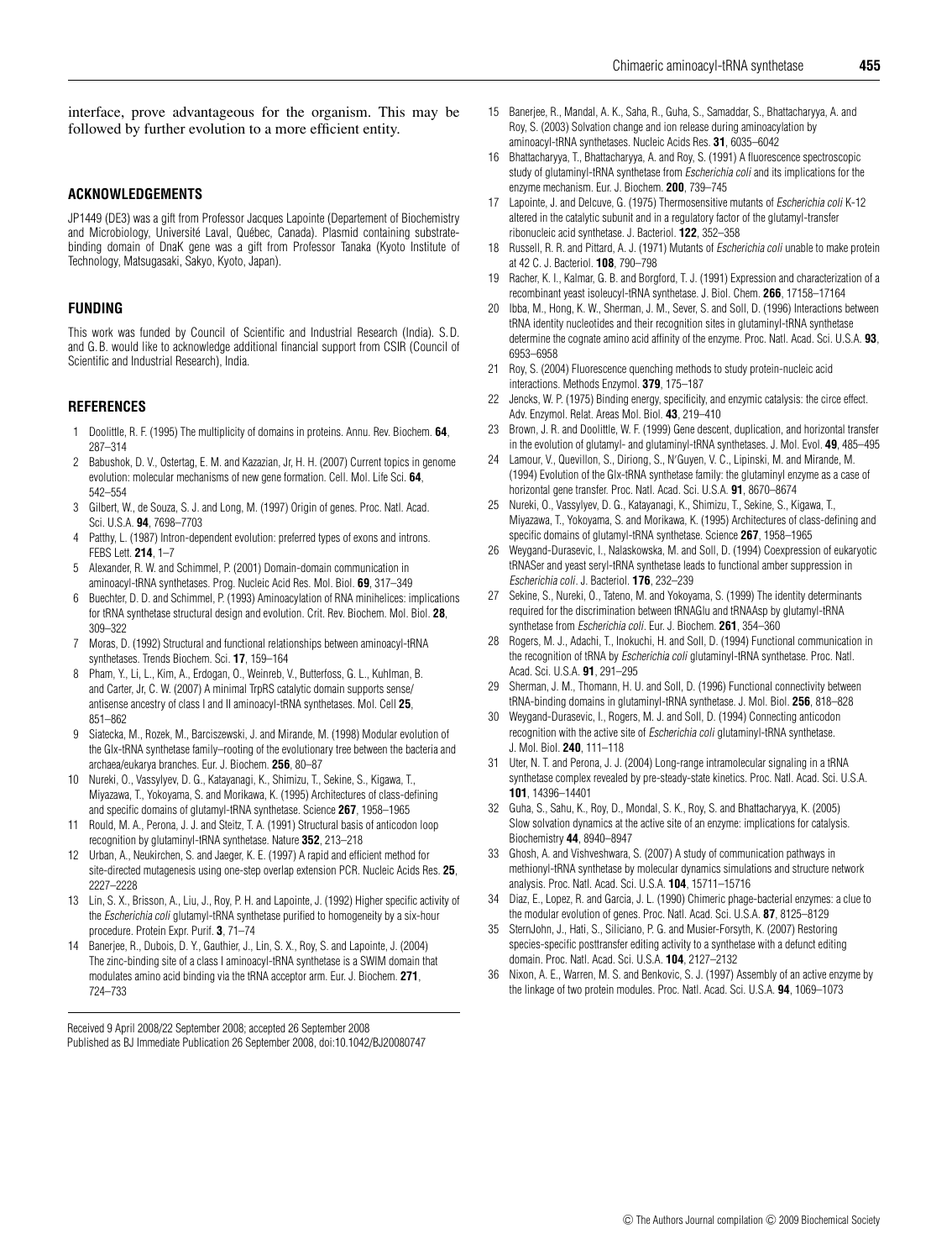interface, prove advantageous for the organism. This may be followed by further evolution to a more efficient entity.

## ACKNOWLEDGEMENTS

JP1449 (DE3) was a gift from Professor Jacques Lapointe (Departement of Biochemistry and Microbiology, Université Laval, Québec, Canada). Plasmid containing substrate-binding domain of DnaK gene was a gift from Professor Tanaka (Kyoto Institute of Technology, Matsugasaki, Sakyo, Kyoto, Japan).

## FUNDING

This work was funded by Council of Scientific and Industrial Research (India). S.D. and G.B. would like to acknowledge additional financial support from CSIR (Council of Scientific and Industrial Research), India.

## REFERENCES

1 Doolittle, R. F. (1995) The multiplicity of domains in proteins. Annu. Rev. Biochem. **64**, 287–314
2 Babushok, D. V., Ostertag, E. M. and Kazazian, Jr, H. H. (2007) Current topics in genome evolution: molecular mechanisms of new gene formation. Cell. Mol. Life Sci. **64**, 542–554
3 Gilbert, W., de Souza, S. J. and Long, M. (1997) Origin of genes. Proc. Natl. Acad. Sci. U.S.A. **94**, 7698–7703
4 Patthy, L. (1987) Intron-dependent evolution: preferred types of exons and introns. FEBS Lett. **214**, 1–7
5 Alexander, R. W. and Schimmel, P. (2001) Domain-domain communication in aminoacyl-tRNA synthetases. Prog. Nucleic Acid Res. Mol. Biol. **69**, 317–349
6 Buechter, D. D. and Schimmel, P. (1993) Aminoacylation of RNA minihelices: implications for tRNA synthetase structural design and evolution. Crit. Rev. Biochem. Mol. Biol. **28**, 309–322
7 Moras, D. (1992) Structural and functional relationships between aminoacyl-tRNA synthetases. Trends Biochem. Sci. **17**, 159–164
8 Pham, Y., Li, L., Kim, A., Erdogan, O., Weinreb, V., Butterfoss, G. L., Kuhlman, B. and Carter, Jr, C. W. (2007) A minimal TrpRS catalytic domain supports sense/antisense ancestry of class I and II aminoacyl-tRNA synthetases. Mol. Cell **25**, 851–862
9 Siatecka, M., Rozek, M., Barciszewski, J. and Mirande, M. (1998) Modular evolution of the Glx-tRNA synthetase family–rooting of the evolutionary tree between the bacteria and archaea/eukarya branches. Eur. J. Biochem. **256**, 80–87
10 Nureki, O., Vassylyev, D. G., Katayanagi, K., Shimizu, T., Sekine, S., Kigawa, T., Miyazawa, T., Yokoyama, S. and Morikawa, K. (1995) Architectures of class-defining and specific domains of glutamyl-tRNA synthetase. Science **267**, 1958–1965
11 Rould, M. A., Perona, J. J. and Steitz, T. A. (1991) Structural basis of anticodon loop recognition by glutaminyl-tRNA synthetase. Nature **352**, 213–218
12 Urban, A., Neukirchen, S. and Jaeger, K. E. (1997) A rapid and efficient method for site-directed mutagenesis using one-step overlap extension PCR. Nucleic Acids Res. **25**, 2227–2228
13 Lin, S. X., Brisson, A., Liu, J., Roy, P. H. and Lapointe, J. (1992) Higher specific activity of the *Escherichia coli* glutamyl-tRNA synthetase purified to homogeneity by a six-hour procedure. Protein Expr. Purif. **3**, 71–74
14 Banerjee, R., Dubois, D. Y., Gauthier, J., Lin, S. X., Roy, S. and Lapointe, J. (2004) The zinc-binding site of a class I aminoacyl-tRNA synthetase is a SWIM domain that modulates amino acid binding via the tRNA acceptor arm. Eur. J. Biochem. **271**, 724–733
15 Banerjee, R., Mandal, A. K., Saha, R., Guha, S., Samaddar, S., Bhattacharyya, A. and Roy, S. (2003) Solvation change and ion release during aminoacylation by aminoacyl-tRNA synthetases. Nucleic Acids Res. **31**, 6035–6042
16 Bhattacharyya, T., Bhattacharyya, A. and Roy, S. (1991) A fluorescence spectroscopic study of glutaminyl-tRNA synthetase from *Escherichia coli* and its implications for the enzyme mechanism. Eur. J. Biochem. **200**, 739–745
17 Lapointe, J. and Delcuve, G. (1975) Thermosensitive mutants of *Escherichia coli* K-12 altered in the catalytic subunit and in a regulatory factor of the glutamyl-transfer ribonucleic acid synthetase. J. Bacteriol. **122**, 352–358
18 Russell, R. R. and Pittard, A. J. (1971) Mutants of *Escherichia coli* unable to make protein at 42 C. J. Bacteriol. **108**, 790–798
19 Racher, K. I., Kalmar, G. B. and Borgford, T. J. (1991) Expression and characterization of a recombinant yeast isoleucyl-tRNA synthetase. J. Biol. Chem. **266**, 17158–17164
20 Ibba, M., Hong, K. W., Sherman, J. M., Sever, S. and Soll, D. (1996) Interactions between tRNA identity nucleotides and their recognition sites in glutaminyl-tRNA synthetase determine the cognate amino acid affinity of the enzyme. Proc. Natl. Acad. Sci. U.S.A. **93**, 6953–6958
21 Roy, S. (2004) Fluorescence quenching methods to study protein-nucleic acid interactions. Methods Enzymol. **379**, 175–187
22 Jencks, W. P. (1975) Binding energy, specificity, and enzymic catalysis: the circe effect. Adv. Enzymol. Relat. Areas Mol. Biol. **43**, 219–410
23 Brown, J. R. and Doolittle, W. F. (1999) Gene descent, duplication, and horizontal transfer in the evolution of glutamyl- and glutaminyl-tRNA synthetases. J. Mol. Evol. **49**, 485–495
24 Lamour, V., Quevillon, S., Diriong, S., N'Guyen, V. C., Lipinski, M. and Mirande, M. (1994) Evolution of the Glx-tRNA synthetase family: the glutaminyl enzyme as a case of horizontal gene transfer. Proc. Natl. Acad. Sci. U.S.A. **91**, 8670–8674
25 Nureki, O., Vassylyev, D. G., Katayanagi, K., Shimizu, T., Sekine, S., Kigawa, T., Miyazawa, T., Yokoyama, S. and Morikawa, K. (1995) Architectures of class-defining and specific domains of glutamyl-tRNA synthetase. Science **267**, 1958–1965
26 Weygand-Durasevic, I., Nalaskowska, M. and Soll, D. (1994) Coexpression of eukaryotic tRNASer and yeast seryl-tRNA synthetase leads to functional amber suppression in *Escherichia coli*. J. Bacteriol. **176**, 232–239
27 Sekine, S., Nureki, O., Tateno, M. and Yokoyama, S. (1999) The identity determinants required for the discrimination between tRNAGlu and tRNAAsp by glutamyl-tRNA synthetase from *Escherichia coli*. Eur. J. Biochem. **261**, 354–360
28 Rogers, M. J., Adachi, T., Inokuchi, H. and Soll, D. (1994) Functional communication in the recognition of tRNA by *Escherichia coli* glutaminyl-tRNA synthetase. Proc. Natl. Acad. Sci. U.S.A. **91**, 291–295
29 Sherman, J. M., Thomann, H. U. and Soll, D. (1996) Functional connectivity between tRNA-binding domains in glutaminyl-tRNA synthetase. J. Mol. Biol. **256**, 818–828
30 Weygand-Durasevic, I., Rogers, M. J. and Soll, D. (1994) Connecting anticodon recognition with the active site of *Escherichia coli* glutaminyl-tRNA synthetase. J. Mol. Biol. **240**, 111–118
31 Uter, N. T. and Perona, J. J. (2004) Long-range intramolecular signaling in a tRNA synthetase complex revealed by pre-steady-state kinetics. Proc. Natl. Acad. Sci. U.S.A. **101**, 14396–14401
32 Guha, S., Sahu, K., Roy, D., Mondal, S. K., Roy, S. and Bhattacharyya, K. (2005) Slow solvation dynamics at the active site of an enzyme: implications for catalysis. Biochemistry **44**, 8940–8947
33 Ghosh, A. and Vishveshwara, S. (2007) A study of communication pathways in methionyl-tRNA synthetase by molecular dynamics simulations and structure network analysis. Proc. Natl. Acad. Sci. U.S.A. **104**, 15711–15716
34 Diaz, E., Lopez, R. and Garcia, J. L. (1990) Chimeric phage-bacterial enzymes: a clue to the modular evolution of genes. Proc. Natl. Acad. Sci. U.S.A. **87**, 8125–8129
35 SternJohn, J., Hati, S., Siliciano, P. G. and Musier-Forsyth, K. (2007) Restoring species-specific posttransfer editing activity to a synthetase with a defunct editing domain. Proc. Natl. Acad. Sci. U.S.A. **104**, 2127–2132
36 Nixon, A. E., Warren, M. S. and Benkovic, S. J. (1997) Assembly of an active enzyme by the linkage of two protein modules. Proc. Natl. Acad. Sci. U.S.A. **94**, 1069–1073

Received 9 April 2008/22 September 2008; accepted 26 September 2008
Published as BJ Immediate Publication 26 September 2008, doi:10.1042/BJ20080747

© The Authors Journal compilation © 2009 Biochemical Society